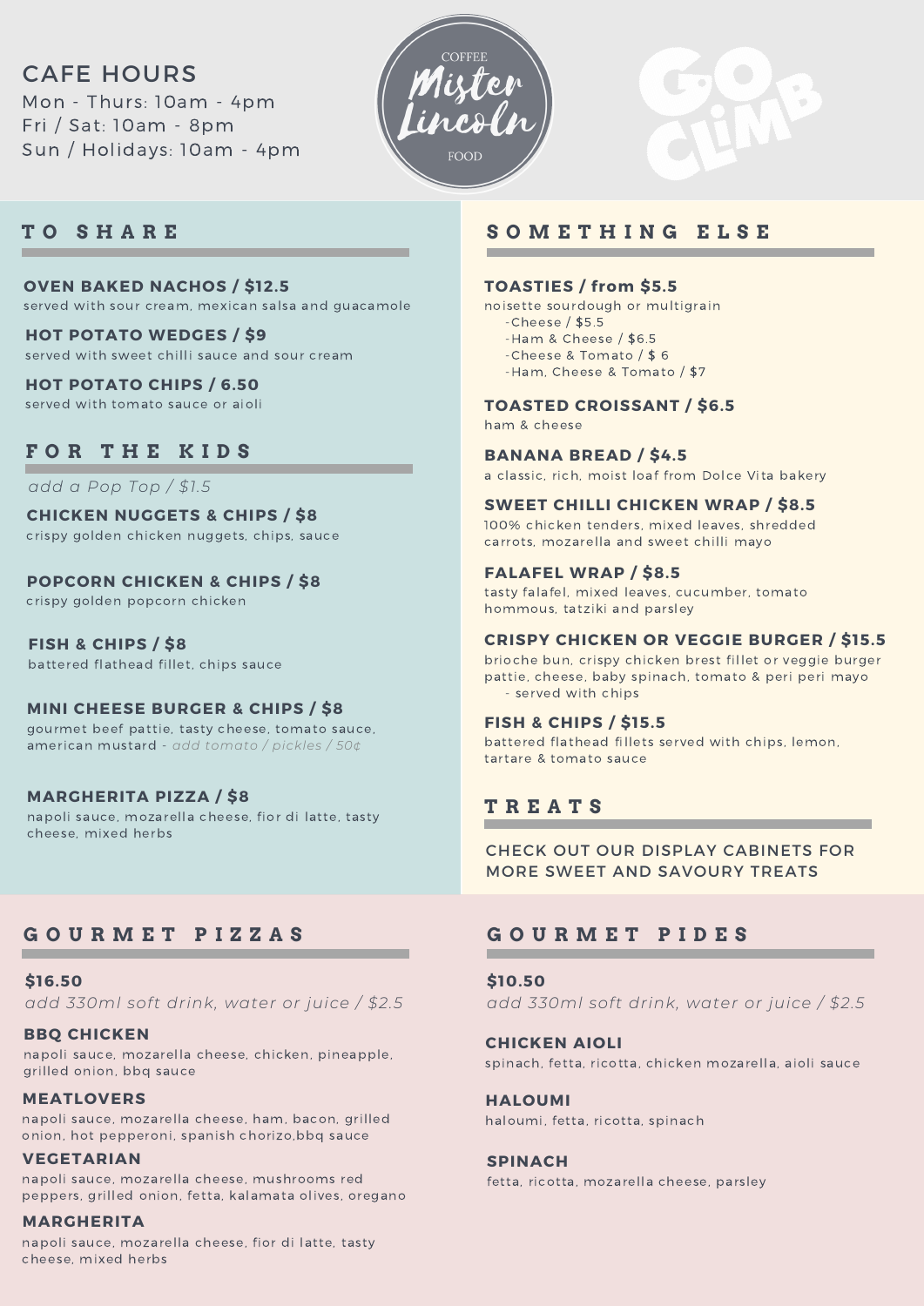## CAFE HOURS

Mon - Thurs: 10am - 4pm
Fri / Sat: 10am - 8pm
Sun / Holidays: 10am - 4pm

COFFEE
Mister Lincoln
FOOD

GO CLIMB

## TO SHARE

**OVEN BAKED NACHOS / $12.5**
served with sour cream, mexican salsa and guacamole

**HOT POTATO WEDGES / $9**
served with sweet chilli sauce and sour cream

**HOT POTATO CHIPS / 6.50**
served with tomato sauce or aioli

## FOR THE KIDS

*add a Pop Top / $1.5*

**CHICKEN NUGGETS & CHIPS / $8**
crispy golden chicken nuggets, chips, sauce

**POPCORN CHICKEN & CHIPS / $8**
crispy golden popcorn chicken

**FISH & CHIPS / $8**
battered flathead fillet, chips sauce

**MINI CHEESE BURGER & CHIPS / $8**
gourmet beef pattie, tasty cheese, tomato sauce, american mustard - *add tomato / pickles / 50¢*

**MARGHERITA PIZZA / $8**
napoli sauce, mozarella cheese, fior di latte, tasty cheese, mixed herbs

## SOMETHING ELSE

**TOASTIES / from $5.5**
noisette sourdough or multigrain
- Cheese / $5.5
- Ham & Cheese / $6.5
- Cheese & Tomato / $ 6
- Ham, Cheese & Tomato / $7

**TOASTED CROISSANT / $6.5**
ham & cheese

**BANANA BREAD / $4.5**
a classic, rich, moist loaf from Dolce Vita bakery

**SWEET CHILLI CHICKEN WRAP / $8.5**
100% chicken tenders, mixed leaves, shredded carrots, mozarella and sweet chilli mayo

**FALAFEL WRAP / $8.5**
tasty falafel, mixed leaves, cucumber, tomato hommous, tatziki and parsley

**CRISPY CHICKEN OR VEGGIE BURGER / $15.5**
brioche bun, crispy chicken brest fillet or veggie burger pattie, cheese, baby spinach, tomato & peri peri mayo
- served with chips

**FISH & CHIPS / $15.5**
battered flathead fillets served with chips, lemon, tartare & tomato sauce

## TREATS

CHECK OUT OUR DISPLAY CABINETS FOR MORE SWEET AND SAVOURY TREATS

## GOURMET PIZZAS

**$16.50**
*add 330ml soft drink, water or juice / $2.5*

**BBQ CHICKEN**
napoli sauce, mozarella cheese, chicken, pineapple, grilled onion, bbq sauce

**MEATLOVERS**
napoli sauce, mozarella cheese, ham, bacon, grilled onion, hot pepperoni, spanish chorizo,bbq sauce

**VEGETARIAN**
napoli sauce, mozarella cheese, mushrooms red peppers, grilled onion, fetta, kalamata olives, oregano

**MARGHERITA**
napoli sauce, mozarella cheese, fior di latte, tasty cheese, mixed herbs

## GOURMET PIDES

**$10.50**
*add 330ml soft drink, water or juice / $2.5*

**CHICKEN AIOLI**
spinach, fetta, ricotta, chicken mozarella, aioli sauce

**HALOUMI**
haloumi, fetta, ricotta, spinach

**SPINACH**
fetta, ricotta, mozarella cheese, parsley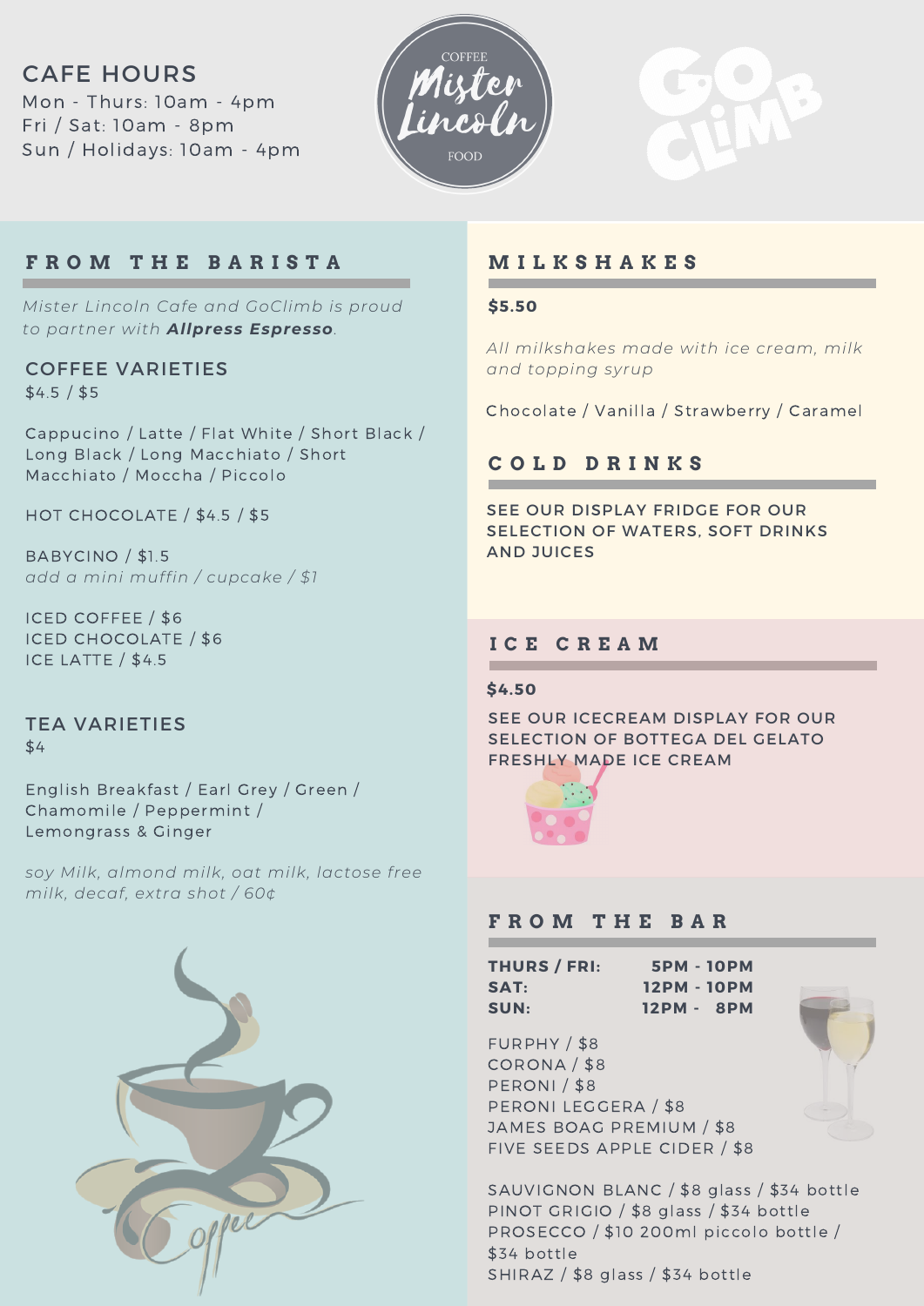## CAFE HOURS

Mon - Thurs: 10am - 4pm
Fri / Sat: 10am - 8pm
Sun / Holidays: 10am - 4pm

COFFEE
Mister Lincoln
FOOD

GO CLIMB

## FROM THE BARISTA

*Mister Lincoln Cafe and GoClimb is proud to partner with **Allpress Espresso**.*

### COFFEE VARIETIES

$4.5 / $5

Cappucino / Latte / Flat White / Short Black / Long Black / Long Macchiato / Short Macchiato / Moccha / Piccolo

HOT CHOCOLATE / $4.5 / $5

BABYCINO / $1.5
*add a mini muffin / cupcake / $1*

ICED COFFEE / $6
ICED CHOCOLATE / $6
ICE LATTE / $4.5

### TEA VARIETIES

$4

English Breakfast / Earl Grey / Green / Chamomile / Peppermint / Lemongrass & Ginger

*soy Milk, almond milk, oat milk, lactose free milk, decaf, extra shot / 60¢*

## MILKSHAKES

**$5.50**

*All milkshakes made with ice cream, milk and topping syrup*

Chocolate / Vanilla / Strawberry / Caramel

## COLD DRINKS

SEE OUR DISPLAY FRIDGE FOR OUR SELECTION OF WATERS, SOFT DRINKS AND JUICES

## ICE CREAM

**$4.50**

SEE OUR ICECREAM DISPLAY FOR OUR SELECTION OF BOTTEGA DEL GELATO FRESHLY MADE ICE CREAM

## FROM THE BAR

| | |
|---|---|
| **THURS / FRI:** | **5PM - 10PM** |
| **SAT:** | **12PM - 10PM** |
| **SUN:** | **12PM - 8PM** |

FURPHY / $8
CORONA / $8
PERONI / $8
PERONI LEGGERA / $8
JAMES BOAG PREMIUM / $8
FIVE SEEDS APPLE CIDER / $8

SAUVIGNON BLANC / $8 glass / $34 bottle
PINOT GRIGIO / $8 glass / $34 bottle
PROSECCO / $10 200ml piccolo bottle / $34 bottle
SHIRAZ / $8 glass / $34 bottle